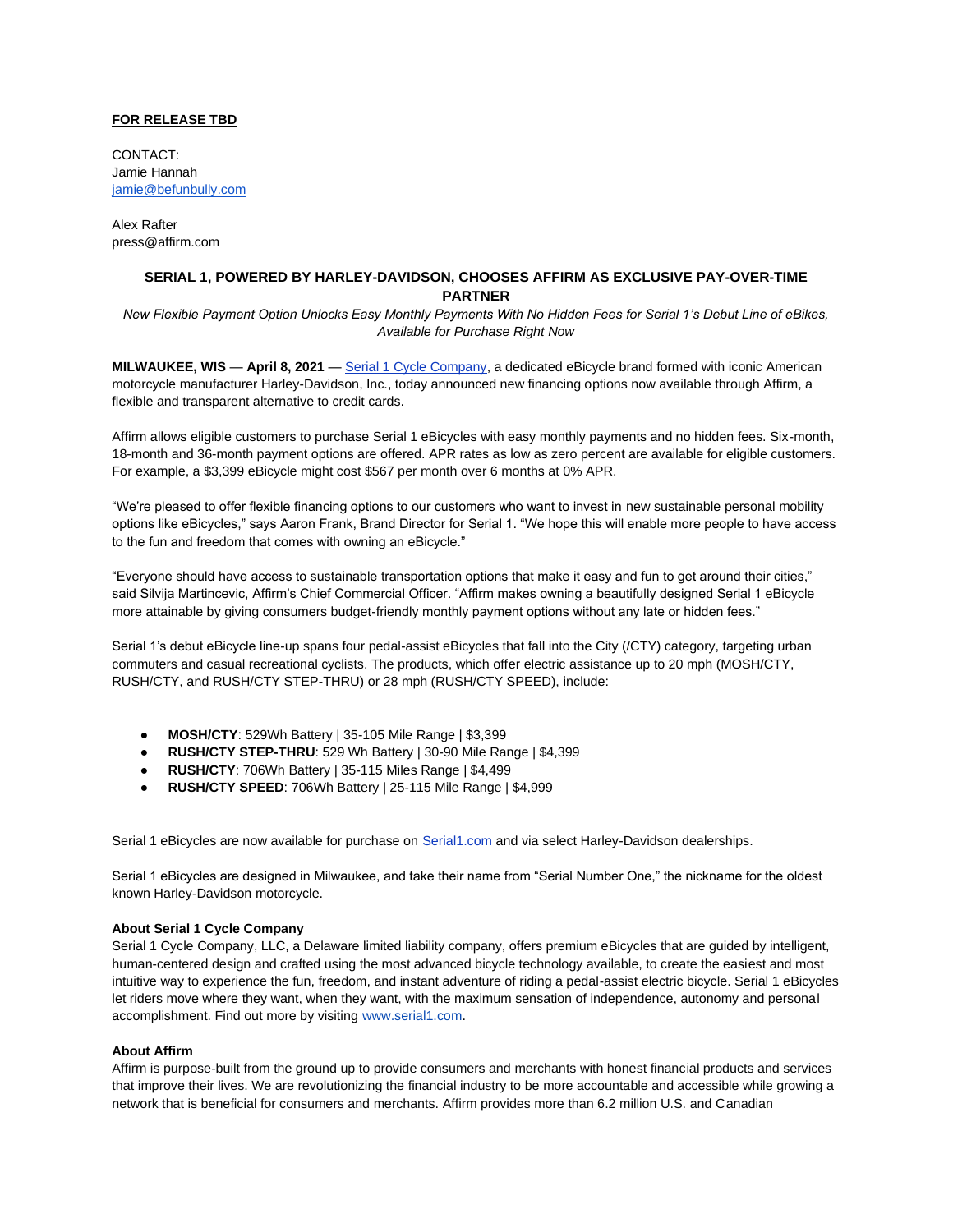**FOR RELEASE TBD**

CONTACT:
Jamie Hannah
[jamie@befunbully.com](mailto:jamie@befunbully.com)

Alex Rafter
press@affirm.com

## SERIAL 1, POWERED BY HARLEY-DAVIDSON, CHOOSES AFFIRM AS EXCLUSIVE PAY-OVER-TIME PARTNER

*New Flexible Payment Option Unlocks Easy Monthly Payments With No Hidden Fees for Serial 1's Debut Line of eBikes, Available for Purchase Right Now*

**MILWAUKEE, WIS** — **April 8, 2021** — [Serial 1 Cycle Company](https://www.serial1.com), a dedicated eBicycle brand formed with iconic American motorcycle manufacturer Harley-Davidson, Inc., today announced new financing options now available through Affirm, a flexible and transparent alternative to credit cards.

Affirm allows eligible customers to purchase Serial 1 eBicycles with easy monthly payments and no hidden fees. Six-month, 18-month and 36-month payment options are offered. APR rates as low as zero percent are available for eligible customers. For example, a $3,399 eBicycle might cost $567 per month over 6 months at 0% APR.

"We're pleased to offer flexible financing options to our customers who want to invest in new sustainable personal mobility options like eBicycles," says Aaron Frank, Brand Director for Serial 1. "We hope this will enable more people to have access to the fun and freedom that comes with owning an eBicycle."

"Everyone should have access to sustainable transportation options that make it easy and fun to get around their cities," said Silvija Martincevic, Affirm's Chief Commercial Officer. "Affirm makes owning a beautifully designed Serial 1 eBicycle more attainable by giving consumers budget-friendly monthly payment options without any late or hidden fees."

Serial 1's debut eBicycle line-up spans four pedal-assist eBicycles that fall into the City (/CTY) category, targeting urban commuters and casual recreational cyclists. The products, which offer electric assistance up to 20 mph (MOSH/CTY, RUSH/CTY, and RUSH/CTY STEP-THRU) or 28 mph (RUSH/CTY SPEED), include:

- **MOSH/CTY**: 529Wh Battery | 35-105 Mile Range | $3,399
- **RUSH/CTY STEP-THRU**: 529 Wh Battery | 30-90 Mile Range | $4,399
- **RUSH/CTY**: 706Wh Battery | 35-115 Miles Range | $4,499
- **RUSH/CTY SPEED**: 706Wh Battery | 25-115 Mile Range | $4,999

Serial 1 eBicycles are now available for purchase on [Serial1.com](https://www.serial1.com) and via select Harley-Davidson dealerships.

Serial 1 eBicycles are designed in Milwaukee, and take their name from "Serial Number One," the nickname for the oldest known Harley-Davidson motorcycle.

### About Serial 1 Cycle Company

Serial 1 Cycle Company, LLC, a Delaware limited liability company, offers premium eBicycles that are guided by intelligent, human-centered design and crafted using the most advanced bicycle technology available, to create the easiest and most intuitive way to experience the fun, freedom, and instant adventure of riding a pedal-assist electric bicycle. Serial 1 eBicycles let riders move where they want, when they want, with the maximum sensation of independence, autonomy and personal accomplishment. Find out more by visiting [www.serial1.com](https://www.serial1.com).

### About Affirm

Affirm is purpose-built from the ground up to provide consumers and merchants with honest financial products and services that improve their lives. We are revolutionizing the financial industry to be more accountable and accessible while growing a network that is beneficial for consumers and merchants. Affirm provides more than 6.2 million U.S. and Canadian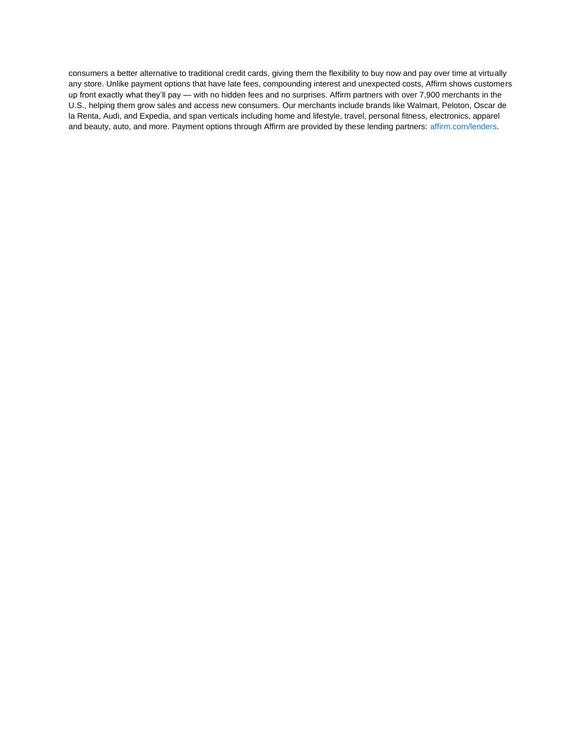consumers a better alternative to traditional credit cards, giving them the flexibility to buy now and pay over time at virtually any store. Unlike payment options that have late fees, compounding interest and unexpected costs, Affirm shows customers up front exactly what they'll pay — with no hidden fees and no surprises. Affirm partners with over 7,900 merchants in the U.S., helping them grow sales and access new consumers. Our merchants include brands like Walmart, Peloton, Oscar de la Renta, Audi, and Expedia, and span verticals including home and lifestyle, travel, personal fitness, electronics, apparel and beauty, auto, and more. Payment options through Affirm are provided by these lending partners: affirm.com/lenders.